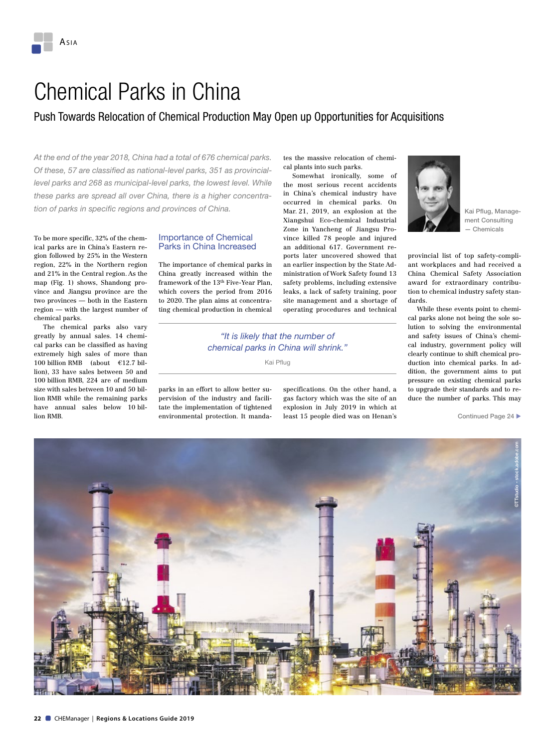# Chemical Parks in China

## Push Towards Relocation of Chemical Production May Open up Opportunities for Acquisitions

*At the end of the year 2018, China had a total of 676 chemical parks. Of these, 57 are classified as national-level parks, 351 as provincial-level parks and 268 as municipal-level parks, the lowest level. While these parks are spread all over China, there is a higher concentration of parks in specific regions and provinces of China.*

To be more specific, 32% of the chemical parks are in China's Eastern region followed by 25% in the Western region, 22% in the Northern region and 21% in the Central region. As the map (Fig. 1) shows, Shandong province and Jiangsu province are the two provinces — both in the Eastern region — with the largest number of chemical parks.

The chemical parks also vary greatly by annual sales. 14 chemical parks can be classified as having extremely high sales of more than 100 billion RMB (about €12.7 billion), 33 have sales between 50 and 100 billion RMB, 224 are of medium size with sales between 10 and 50 billion RMB while the remaining parks have annual sales below 10 billion RMB.

### Importance of Chemical Parks in China Increased

The importance of chemical parks in China greatly increased within the framework of the 13th Five-Year Plan, which covers the period from 2016 to 2020. The plan aims at concentrating chemical production in chemical parks in an effort to allow better supervision of the industry and facilitate the implementation of tightened environmental protection. It mandates the massive relocation of chemical plants into such parks.

Somewhat ironically, some of the most serious recent accidents in China's chemical industry have occurred in chemical parks. On Mar. 21, 2019, an explosion at the Xiangshui Eco-chemical Industrial Zone in Yancheng of Jiangsu Province killed 78 people and injured an additional 617. Government reports later uncovered showed that an earlier inspection by the State Administration of Work Safety found 13 safety problems, including extensive leaks, a lack of safety training, poor site management and a shortage of operating procedures and technical specifications. On the other hand, a gas factory which was the site of an explosion in July 2019 in which at least 15 people died was on Henan's provincial list of top safety-compliant workplaces and had received a China Chemical Safety Association award for extraordinary contribution to chemical industry safety standards.

> *"It is likely that the number of chemical parks in China will shrink."*
>
> Kai Pflug

Kai Pflug, Management Consulting — Chemicals

While these events point to chemical parks alone not being the sole solution to solving the environmental and safety issues of China's chemical industry, government policy will clearly continue to shift chemical production into chemical parks. In addition, the government aims to put pressure on existing chemical parks to upgrade their standards and to reduce the number of parks. This may

Continued Page 24 ▶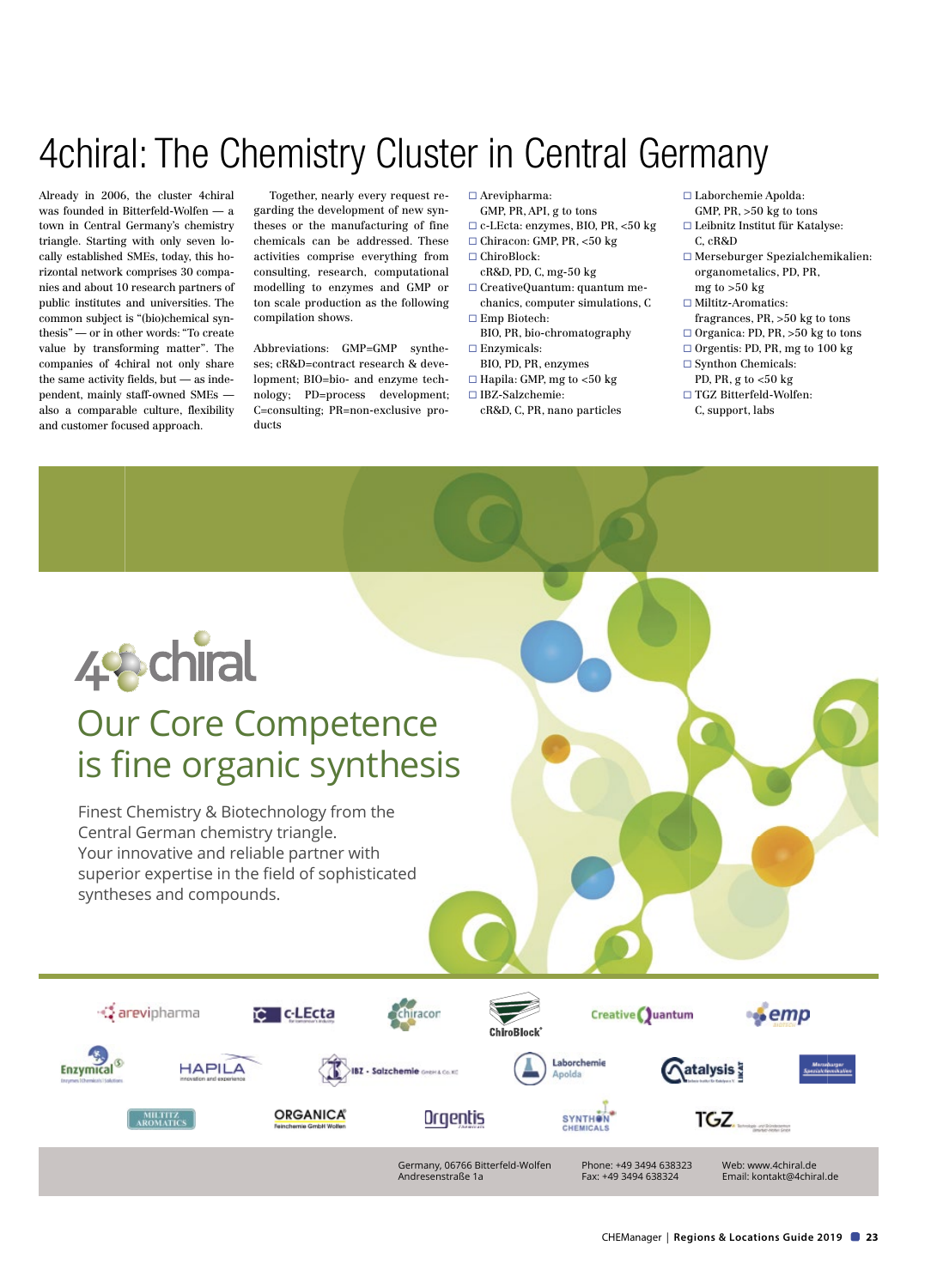# 4chiral: The Chemistry Cluster in Central Germany

Already in 2006, the cluster 4chiral was founded in Bitterfeld-Wolfen — a town in Central Germany's chemistry triangle. Starting with only seven locally established SMEs, today, this horizontal network comprises 30 companies and about 10 research partners of public institutes and universities. The common subject is "(bio)chemical synthesis" — or in other words: "To create value by transforming matter". The companies of 4chiral not only share the same activity fields, but — as independent, mainly staff-owned SMEs — also a comparable culture, flexibility and customer focused approach.

Together, nearly every request regarding the development of new syntheses or the manufacturing of fine chemicals can be addressed. These activities comprise everything from consulting, research, computational modelling to enzymes and GMP or ton scale production as the following compilation shows.

Abbreviations: GMP=GMP syntheses; cR&D=contract research & development; BIO=bio- and enzyme technology; PD=process development; C=consulting; PR=non-exclusive products

- Arevipharma: GMP, PR, API, g to tons
- c-LEcta: enzymes, BIO, PR, <50 kg
- Chiracon: GMP, PR, <50 kg
- ChiroBlock: cR&D, PD, C, mg-50 kg
- CreativeQuantum: quantum mechanics, computer simulations, C
- Emp Biotech: BIO, PR, bio-chromatography
- Enzymicals: BIO, PD, PR, enzymes
- Hapila: GMP, mg to <50 kg
- IBZ-Salzchemie: cR&D, C, PR, nano particles
- Laborchemie Apolda: GMP, PR, >50 kg to tons
- Leibnitz Institut für Katalyse: C, cR&D
- Merseburger Spezialchemikalien: organometalics, PD, PR, mg to >50 kg
- Miltitz-Aromatics: fragrances, PR, >50 kg to tons
- Organica: PD, PR, >50 kg to tons
- Orgentis: PD, PR, mg to 100 kg
- Synthon Chemicals: PD, PR, g to <50 kg
- TGZ Bitterfeld-Wolfen: C, support, labs

4chiral

## Our Core Competence is fine organic synthesis

Finest Chemistry & Biotechnology from the Central German chemistry triangle.
Your innovative and reliable partner with superior expertise in the field of sophisticated syntheses and compounds.

arevipharma · c-LEcta · chiracor · ChiroBlock · CreativeQuantum · emp Biotech · Enzymicals · HAPILA · IBZ-Salzchemie GmbH & Co. KG · Laborchemie Apolda · Catalysis LIKAT · Merseburger Spezialchemikalien · Miltitz Aromatics · ORGANICA Feinchemie GmbH Wolfen · Orgentis Chemicals · SYNTHON Chemicals · TGZ

Germany, 06766 Bitterfeld-Wolfen
Andresenstraße 1a

Phone: +49 3494 638323
Fax: +49 3494 638324

Web: www.4chiral.de
Email: kontakt@4chiral.de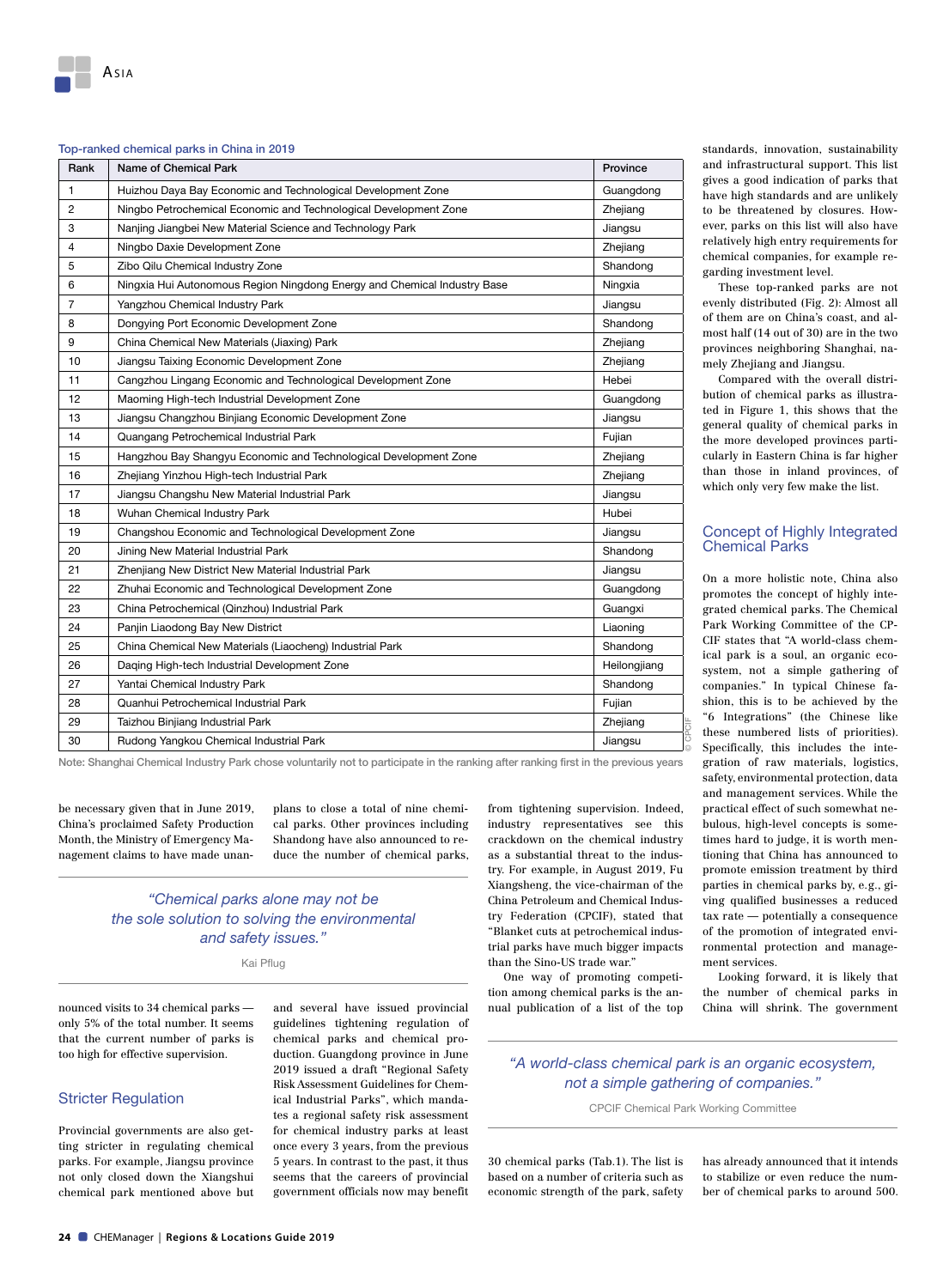Top-ranked chemical parks in China in 2019

| Rank | Name of Chemical Park | Province |
|---|---|---|
| 1 | Huizhou Daya Bay Economic and Technological Development Zone | Guangdong |
| 2 | Ningbo Petrochemical Economic and Technological Development Zone | Zhejiang |
| 3 | Nanjing Jiangbei New Material Science and Technology Park | Jiangsu |
| 4 | Ningbo Daxie Development Zone | Zhejiang |
| 5 | Zibo Qilu Chemical Industry Zone | Shandong |
| 6 | Ningxia Hui Autonomous Region Ningdong Energy and Chemical Industry Base | Ningxia |
| 7 | Yangzhou Chemical Industry Park | Jiangsu |
| 8 | Dongying Port Economic Development Zone | Shandong |
| 9 | China Chemical New Materials (Jiaxing) Park | Zhejiang |
| 10 | Jiangsu Taixing Economic Development Zone | Zhejiang |
| 11 | Cangzhou Lingang Economic and Technological Development Zone | Hebei |
| 12 | Maoming High-tech Industrial Development Zone | Guangdong |
| 13 | Jiangsu Changzhou Binjiang Economic Development Zone | Jiangsu |
| 14 | Quangang Petrochemical Industrial Park | Fujian |
| 15 | Hangzhou Bay Shangyu Economic and Technological Development Zone | Zhejiang |
| 16 | Zhejiang Yinzhou High-tech Industrial Park | Zhejiang |
| 17 | Jiangsu Changshu New Material Industrial Park | Jiangsu |
| 18 | Wuhan Chemical Industry Park | Hubei |
| 19 | Changshou Economic and Technological Development Zone | Jiangsu |
| 20 | Jining New Material Industrial Park | Shandong |
| 21 | Zhenjiang New District New Material Industrial Park | Jiangsu |
| 22 | Zhuhai Economic and Technological Development Zone | Guangdong |
| 23 | China Petrochemical (Qinzhou) Industrial Park | Guangxi |
| 24 | Panjin Liaodong Bay New District | Liaoning |
| 25 | China Chemical New Materials (Liaocheng) Industrial Park | Shandong |
| 26 | Daqing High-tech Industrial Development Zone | Heilongjiang |
| 27 | Yantai Chemical Industry Park | Shandong |
| 28 | Quanhui Petrochemical Industrial Park | Fujian |
| 29 | Taizhou Binjiang Industrial Park | Zhejiang |
| 30 | Rudong Yangkou Chemical Industrial Park | Jiangsu |

Note: Shanghai Chemical Industry Park chose voluntarily not to participate in the ranking after ranking first in the previous years

© CPCIF

be necessary given that in June 2019, China's proclaimed Safety Production Month, the Ministry of Emergency Management claims to have made unannounced visits to 34 chemical parks — only 5% of the total number. It seems that the current number of parks is too high for effective supervision.

> "Chemical parks alone may not be the sole solution to solving the environmental and safety issues."
>
> Kai Pflug

## Stricter Regulation

Provincial governments are also getting stricter in regulating chemical parks. For example, Jiangsu province not only closed down the Xiangshui chemical park mentioned above but plans to close a total of nine chemical parks. Other provinces including Shandong have also announced to reduce the number of chemical parks, and several have issued provincial guidelines tightening regulation of chemical parks and chemical production. Guangdong province in June 2019 issued a draft "Regional Safety Risk Assessment Guidelines for Chemical Industrial Parks", which mandates a regional safety risk assessment for chemical industry parks at least once every 3 years, from the previous 5 years. In contrast to the past, it thus seems that the careers of provincial government officials now may benefit from tightening supervision. Indeed, industry representatives see this crackdown on the chemical industry as a substantial threat to the industry. For example, in August 2019, Fu Xiangsheng, the vice-chairman of the China Petroleum and Chemical Industry Federation (CPCIF), stated that "Blanket cuts at petrochemical industrial parks have much bigger impacts than the Sino-US trade war."

One way of promoting competition among chemical parks is the annual publication of a list of the top 30 chemical parks (Tab.1). The list is based on a number of criteria such as economic strength of the park, safety standards, innovation, sustainability and infrastructural support. This list gives a good indication of parks that have high standards and are unlikely to be threatened by closures. However, parks on this list will also have relatively high entry requirements for chemical companies, for example regarding investment level.

These top-ranked parks are not evenly distributed (Fig. 2): Almost all of them are on China's coast, and almost half (14 out of 30) are in the two provinces neighboring Shanghai, namely Zhejiang and Jiangsu.

Compared with the overall distribution of chemical parks as illustrated in Figure 1, this shows that the general quality of chemical parks in the more developed provinces particularly in Eastern China is far higher than those in inland provinces, of which only very few make the list.

## Concept of Highly Integrated Chemical Parks

On a more holistic note, China also promotes the concept of highly integrated chemical parks. The Chemical Park Working Committee of the CPCIF states that "A world-class chemical park is a soul, an organic ecosystem, not a simple gathering of companies." In typical Chinese fashion, this is to be achieved by the "6 Integrations" (the Chinese like these numbered lists of priorities). Specifically, this includes the integration of raw materials, logistics, safety, environmental protection, data and management services. While the practical effect of such somewhat nebulous, high-level concepts is sometimes hard to judge, it is worth mentioning that China has announced to promote emission treatment by third parties in chemical parks by, e.g., giving qualified businesses a reduced tax rate — potentially a consequence of the promotion of integrated environmental protection and management services.

> "A world-class chemical park is an organic ecosystem, not a simple gathering of companies."
>
> CPCIF Chemical Park Working Committee

Looking forward, it is likely that the number of chemical parks in China will shrink. The government has already announced that it intends to stabilize or even reduce the number of chemical parks to around 500.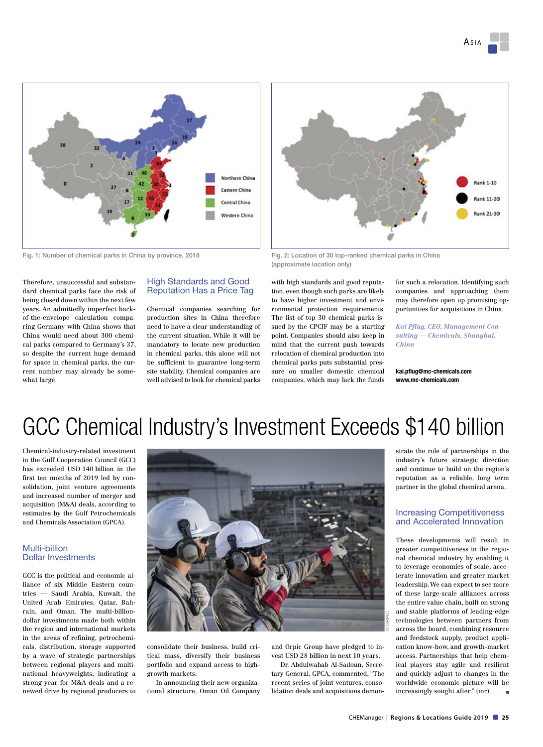Northern China
Eastern China
Central China
Western China

38 32 2 0 27 4 24 17 10 24 3 1 21 40 85 62 42 32 3 6 17 12 18 15 11 19 8 33 2

Fig. 1: Number of chemical parks in China by province, 2018

Rank 1-10
Rank 11-20
Rank 21-30

Fig. 2: Location of 30 top-ranked chemical parks in China (approximate location only)

Therefore, unsuccessful and substandard chemical parks face the risk of being closed down within the next few years. An admittedly imperfect back-of-the-envelope calculation comparing Germany with China shows that China would need about 300 chemical parks compared to Germany's 37, so despite the current huge demand for space in chemical parks, the current number may already be somewhat large.

## High Standards and Good Reputation Has a Price Tag

Chemical companies searching for production sites in China therefore need to have a clear understanding of the current situation. While it will be mandatory to locate new production in chemical parks, this alone will not be sufficient to guarantee long-term site stability. Chemical companies are well advised to look for chemical parks with high standards and good reputation, even though such parks are likely to have higher investment and environmental protection requirements. The list of top 30 chemical parks issued by the CPCIF may be a starting point. Companies should also keep in mind that the current push towards relocation of chemical production into chemical parks puts substantial pressure on smaller domestic chemical companies, which may lack the funds for such a relocation. Identifying such companies and approaching them may therefore open up promising opportunities for acquisitions in China.

*Kai Pflug, CEO, Management Consulting — Chemicals, Shanghai, China*

**kai.pflug@mc-chemicals.com**
**www.mc-chemicals.com**

# GCC Chemical Industry's Investment Exceeds $140 billion

Chemical-industry-related investment in the Gulf Cooperation Council (GCC) has exceeded USD 140 billion in the first ten months of 2019 led by consolidation, joint venture agreements and increased number of merger and acquisition (M&A) deals, according to estimates by the Gulf Petrochemicals and Chemicals Association (GPCA).

## Multi-billion Dollar Investments

GCC is the political and economic alliance of six Middle Eastern countries — Saudi Arabia, Kuwait, the United Arab Emirates, Qatar, Bahrain, and Oman. The multi-billion-dollar investments made both within the region and international markets in the areas of refining, petrochemicals, distribution, storage supported by a wave of strategic partnerships between regional players and multinational heavyweights, indicating a strong year for M&A deals and a renewed drive by regional producers to consolidate their business, build critical mass, diversify their business portfolio and expand access to high-growth markets.

In announcing their new organizational structure, Oman Oil Company and Orpic Group have pledged to invest USD 28 billion in next 10 years.

Dr. Abdulwahab Al-Sadoun, Secretary General, GPCA, commented, "The recent series of joint ventures, consolidation deals and acquisitions demonstrate the role of partnerships in the industry's future strategic direction and continue to build on the region's reputation as a reliable, long term partner in the global chemical arena.

© ORPIC

## Increasing Competitiveness and Accelerated Innovation

These developments will result in greater competitiveness in the regional chemical industry by enabling it to leverage economies of scale, accelerate innovation and greater market leadership. We can expect to see more of these large-scale alliances across the entire value chain, built on strong and stable platforms of leading-edge technologies between partners from across the board, combining resource and feedstock supply, product application know-how, and growth-market access. Partnerships that help chemical players stay agile and resilient and quickly adjust to changes in the worldwide economic picture will be increasingly sought after." (mr)